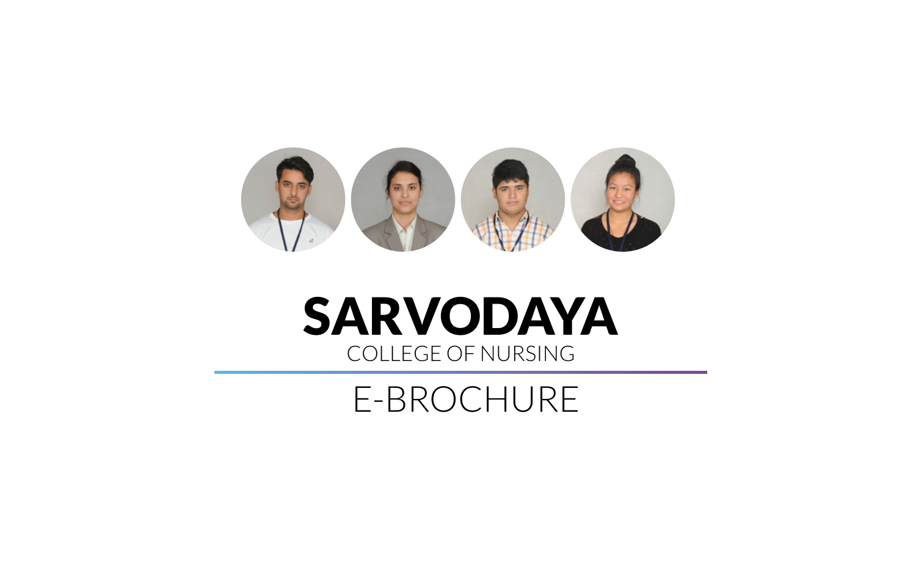# SARVODAYA

COLLEGE OF NURSING

---

## E-BROCHURE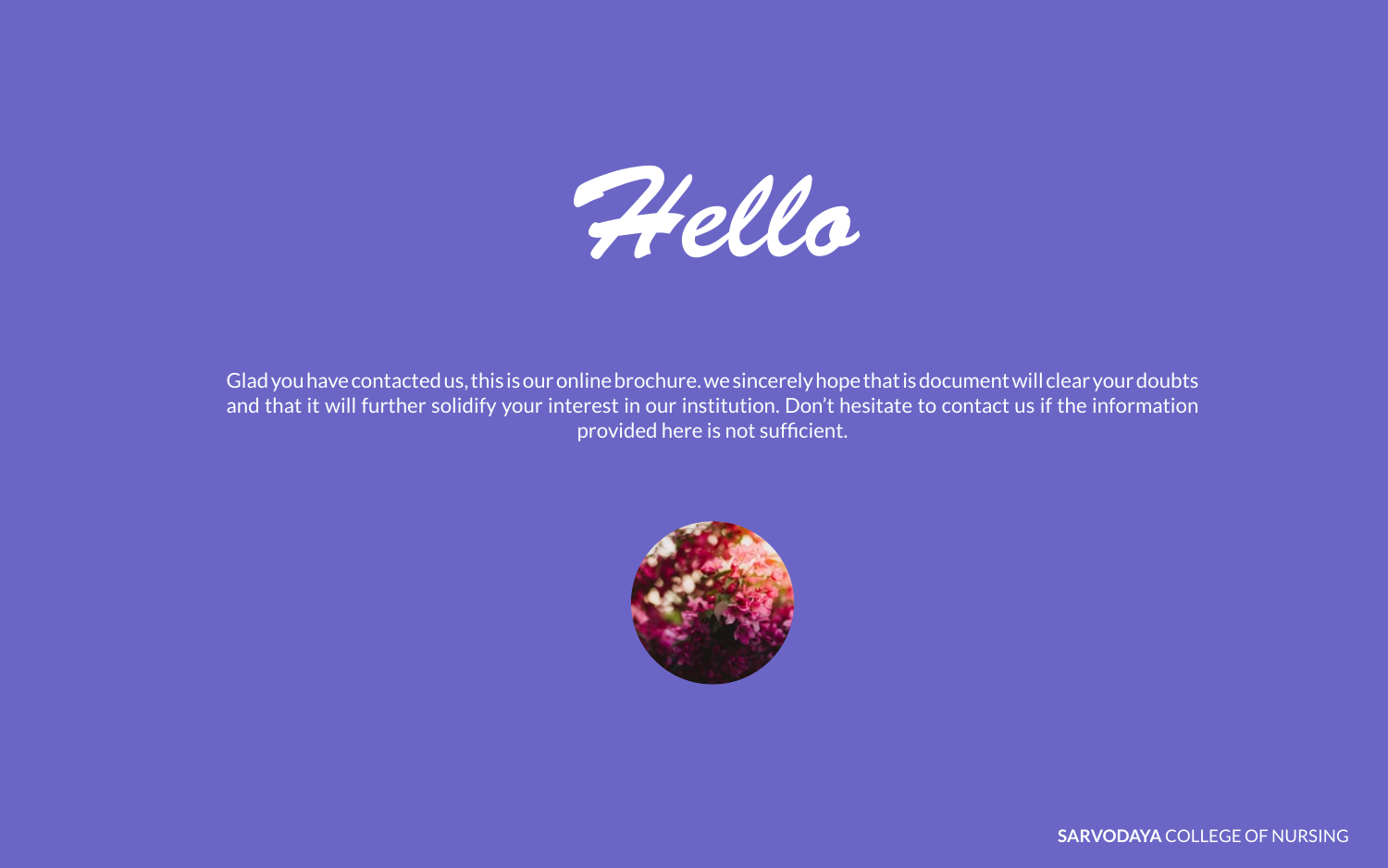# Hello

Glad you have contacted us, this is our online brochure. we sincerely hope that is document will clear your doubts and that it will further solidify your interest in our institution. Don't hesitate to contact us if the information provided here is not sufficient.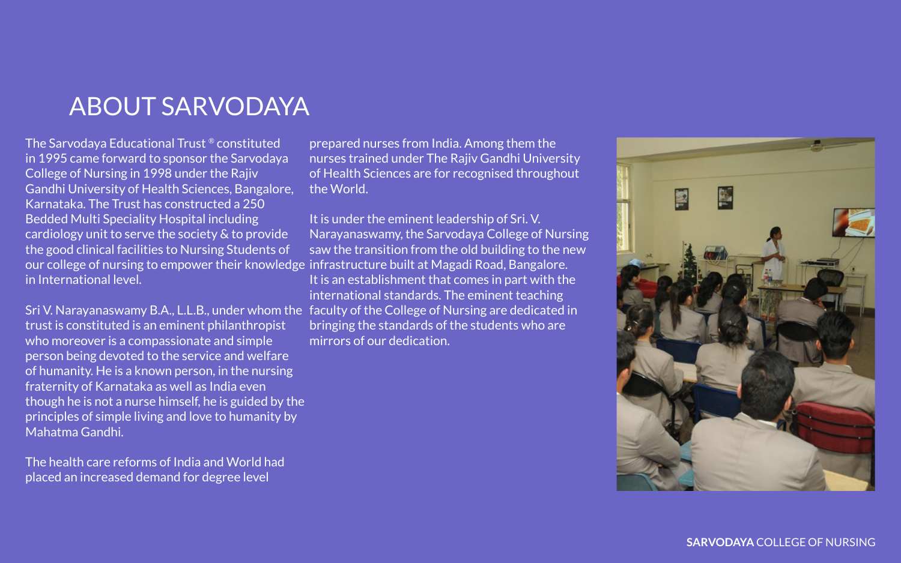# ABOUT SARVODAYA

The Sarvodaya Educational Trust ® constituted in 1995 came forward to sponsor the Sarvodaya College of Nursing in 1998 under the Rajiv Gandhi University of Health Sciences, Bangalore, Karnataka. The Trust has constructed a 250 Bedded Multi Speciality Hospital including cardiology unit to serve the society & to provide the good clinical facilities to Nursing Students of our college of nursing to empower their knowledge in International level.

Sri V. Narayanaswamy B.A., L.L.B., under whom the trust is constituted is an eminent philanthropist who moreover is a compassionate and simple person being devoted to the service and welfare of humanity. He is a known person, in the nursing fraternity of Karnataka as well as India even though he is not a nurse himself, he is guided by the principles of simple living and love to humanity by Mahatma Gandhi.

The health care reforms of India and World had placed an increased demand for degree level prepared nurses from India. Among them the nurses trained under The Rajiv Gandhi University of Health Sciences are for recognised throughout the World.

It is under the eminent leadership of Sri. V. Narayanaswamy, the Sarvodaya College of Nursing saw the transition from the old building to the new infrastructure built at Magadi Road, Bangalore. It is an establishment that comes in part with the international standards. The eminent teaching faculty of the College of Nursing are dedicated in bringing the standards of the students who are mirrors of our dedication.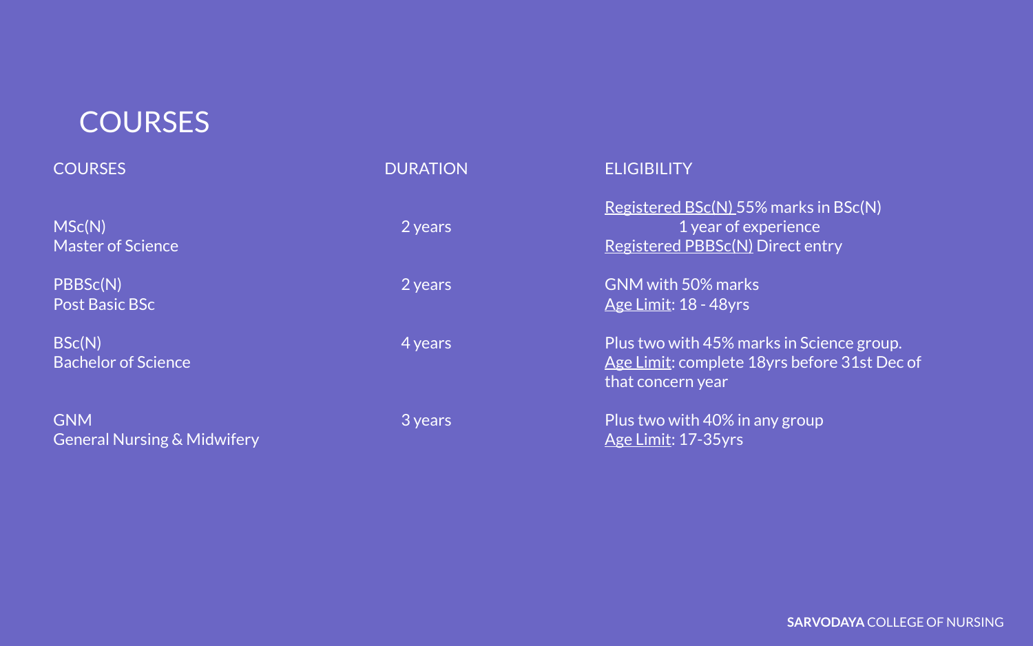# COURSES

| COURSES | DURATION | ELIGIBILITY |
|---|---|---|
| MSc(N)<br>Master of Science | 2 years | Registered BSc(N) 55% marks in BSc(N)<br>1 year of experience<br>Registered PBBSc(N) Direct entry |
| PBBSc(N)<br>Post Basic BSc | 2 years | GNM with 50% marks<br>Age Limit: 18 - 48yrs |
| BSc(N)<br>Bachelor of Science | 4 years | Plus two with 45% marks in Science group.<br>Age Limit: complete 18yrs before 31st Dec of that concern year |
| GNM<br>General Nursing & Midwifery | 3 years | Plus two with 40% in any group<br>Age Limit: 17-35yrs |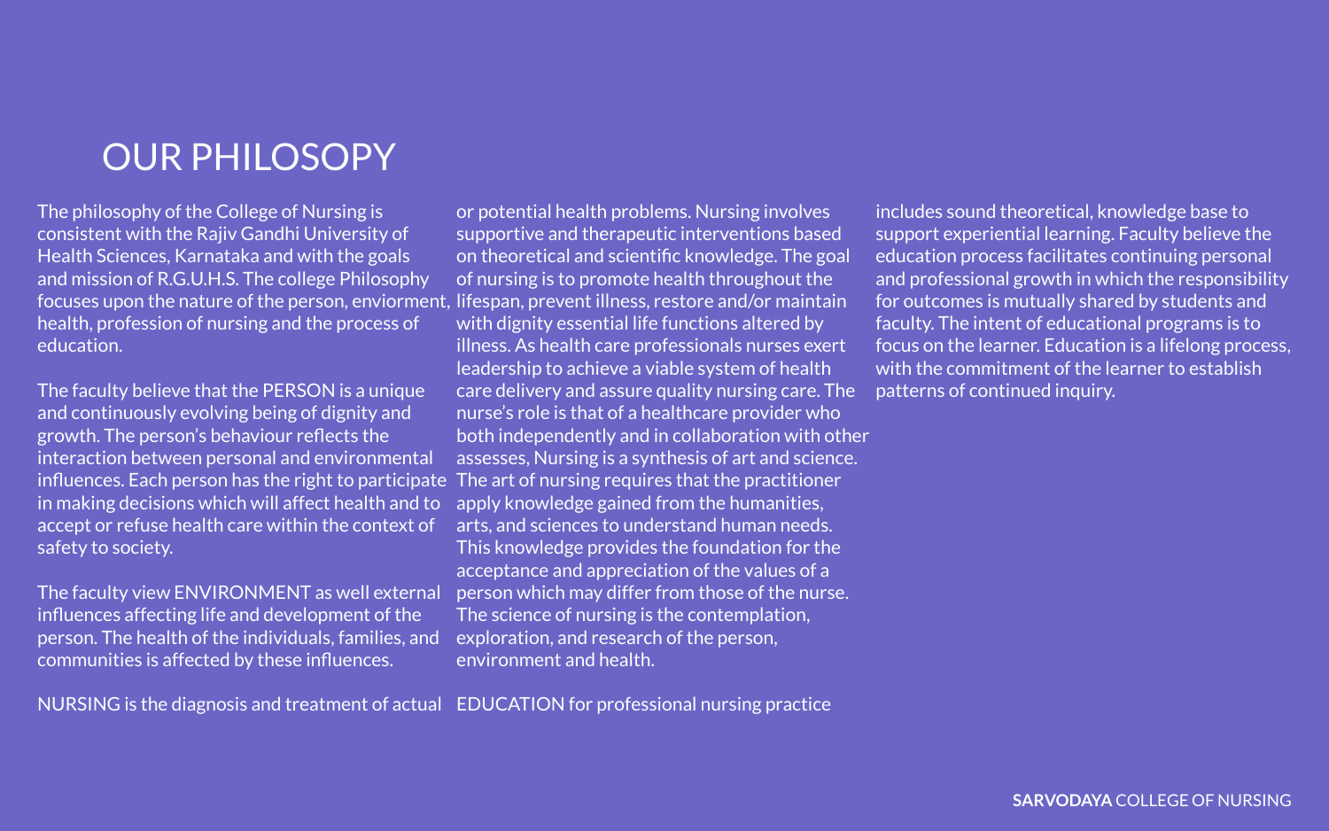# OUR PHILOSOPY

The philosophy of the College of Nursing is consistent with the Rajiv Gandhi University of Health Sciences, Karnataka and with the goals and mission of R.G.U.H.S. The college Philosophy focuses upon the nature of the person, enviorment, health, profession of nursing and the process of education.

The faculty believe that the PERSON is a unique and continuously evolving being of dignity and growth. The person's behaviour reflects the interaction between personal and environmental influences. Each person has the right to participate in making decisions which will affect health and to accept or refuse health care within the context of safety to society.

The faculty view ENVIRONMENT as well external influences affecting life and development of the person. The health of the individuals, families, and communities is affected by these influences.

NURSING is the diagnosis and treatment of actual or potential health problems. Nursing involves supportive and therapeutic interventions based on theoretical and scientific knowledge. The goal of nursing is to promote health throughout the lifespan, prevent illness, restore and/or maintain with dignity essential life functions altered by illness. As health care professionals nurses exert leadership to achieve a viable system of health care delivery and assure quality nursing care. The nurse's role is that of a healthcare provider who both independently and in collaboration with other assesses, Nursing is a synthesis of art and science. The art of nursing requires that the practitioner apply knowledge gained from the humanities, arts, and sciences to understand human needs. This knowledge provides the foundation for the acceptance and appreciation of the values of a person which may differ from those of the nurse. The science of nursing is the contemplation, exploration, and research of the person, environment and health.

EDUCATION for professional nursing practice includes sound theoretical, knowledge base to support experiential learning. Faculty believe the education process facilitates continuing personal and professional growth in which the responsibility for outcomes is mutually shared by students and faculty. The intent of educational programs is to focus on the learner. Education is a lifelong process, with the commitment of the learner to establish patterns of continued inquiry.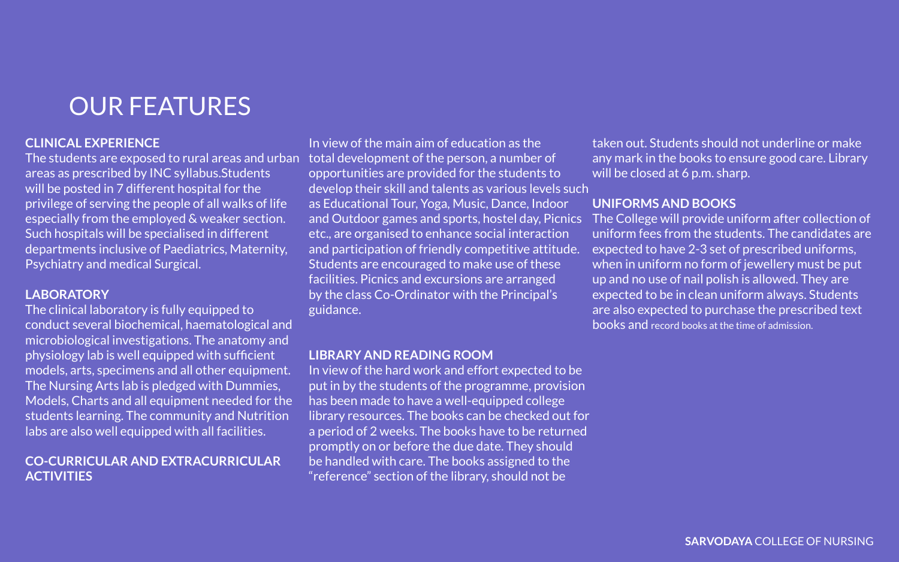# OUR FEATURES

**CLINICAL EXPERIENCE**

The students are exposed to rural areas and urban areas as prescribed by INC syllabus.Students will be posted in 7 different hospital for the privilege of serving the people of all walks of life especially from the employed & weaker section. Such hospitals will be specialised in different departments inclusive of Paediatrics, Maternity, Psychiatry and medical Surgical.

**LABORATORY**

The clinical laboratory is fully equipped to conduct several biochemical, haematological and microbiological investigations. The anatomy and physiology lab is well equipped with sufficient models, arts, specimens and all other equipment. The Nursing Arts lab is pledged with Dummies, Models, Charts and all equipment needed for the students learning. The community and Nutrition labs are also well equipped with all facilities.

**CO-CURRICULAR AND EXTRACURRICULAR ACTIVITIES**

In view of the main aim of education as the total development of the person, a number of opportunities are provided for the students to develop their skill and talents as various levels such as Educational Tour, Yoga, Music, Dance, Indoor and Outdoor games and sports, hostel day, Picnics etc., are organised to enhance social interaction and participation of friendly competitive attitude. Students are encouraged to make use of these facilities. Picnics and excursions are arranged by the class Co-Ordinator with the Principal's guidance.

**LIBRARY AND READING ROOM**

In view of the hard work and effort expected to be put in by the students of the programme, provision has been made to have a well-equipped college library resources. The books can be checked out for a period of 2 weeks. The books have to be returned promptly on or before the due date. They should be handled with care. The books assigned to the "reference" section of the library, should not be taken out. Students should not underline or make any mark in the books to ensure good care. Library will be closed at 6 p.m. sharp.

**UNIFORMS AND BOOKS**

The College will provide uniform after collection of uniform fees from the students. The candidates are expected to have 2-3 set of prescribed uniforms, when in uniform no form of jewellery must be put up and no use of nail polish is allowed. They are expected to be in clean uniform always. Students are also expected to purchase the prescribed text books and record books at the time of admission.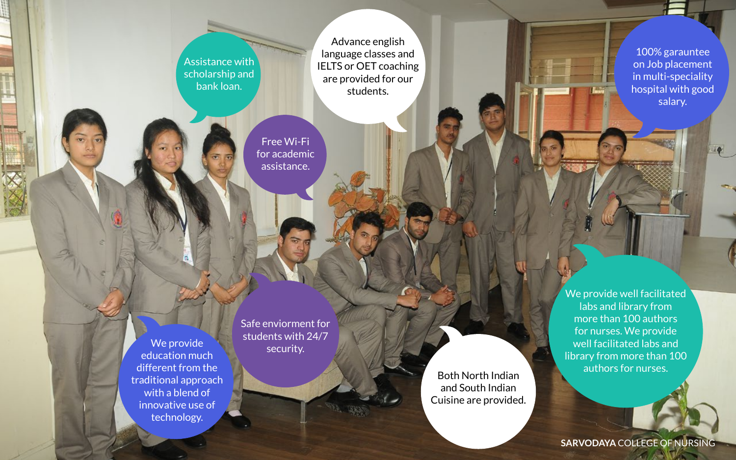Assistance with scholarship and bank loan.

Free Wi-Fi for academic assistance.

Advance english language classes and IELTS or OET coaching are provided for our students.

100% garauntee on Job placement in multi-speciality hospital with good salary.

We provide education much different from the traditional approach with a blend of innovative use of technology.

Safe enviorment for students with 24/7 security.

Both North Indian and South Indian Cuisine are provided.

We provide well facilitated labs and library from more than 100 authors for nurses. We provide well facilitated labs and library from more than 100 authors for nurses.

**SARVODAYA** COLLEGE OF NURSING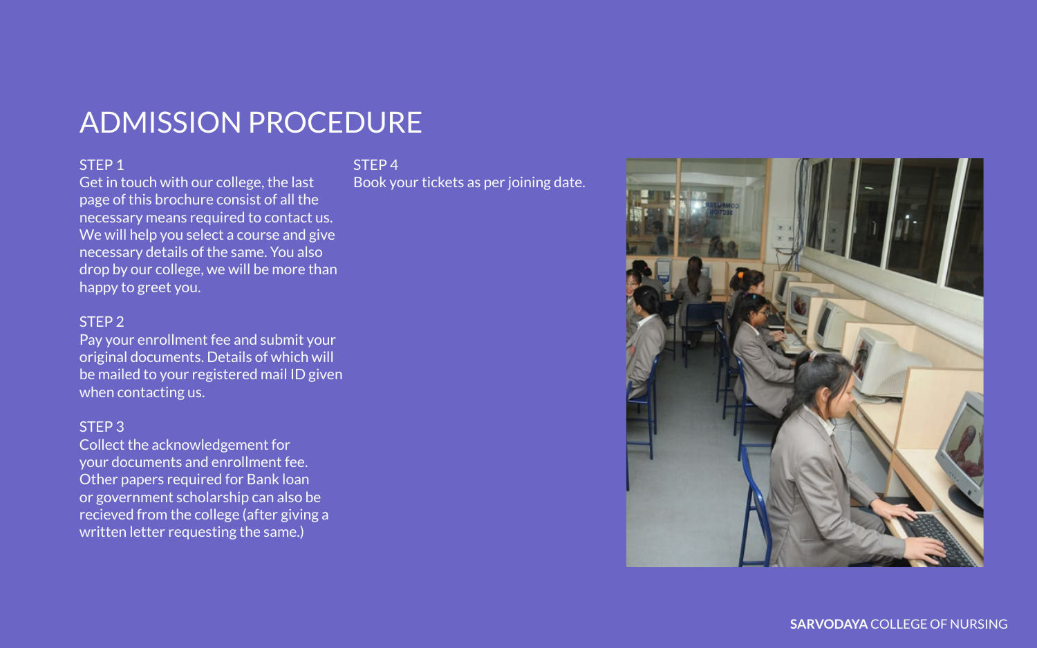# ADMISSION PROCEDURE

### STEP 1

Get in touch with our college, the last page of this brochure consist of all the necessary means required to contact us. We will help you select a course and give necessary details of the same. You also drop by our college, we will be more than happy to greet you.

### STEP 2

Pay your enrollment fee and submit your original documents. Details of which will be mailed to your registered mail ID given when contacting us.

### STEP 3

Collect the acknowledgement for your documents and enrollment fee. Other papers required for Bank loan or government scholarship can also be recieved from the college (after giving a written letter requesting the same.)

### STEP 4

Book your tickets as per joining date.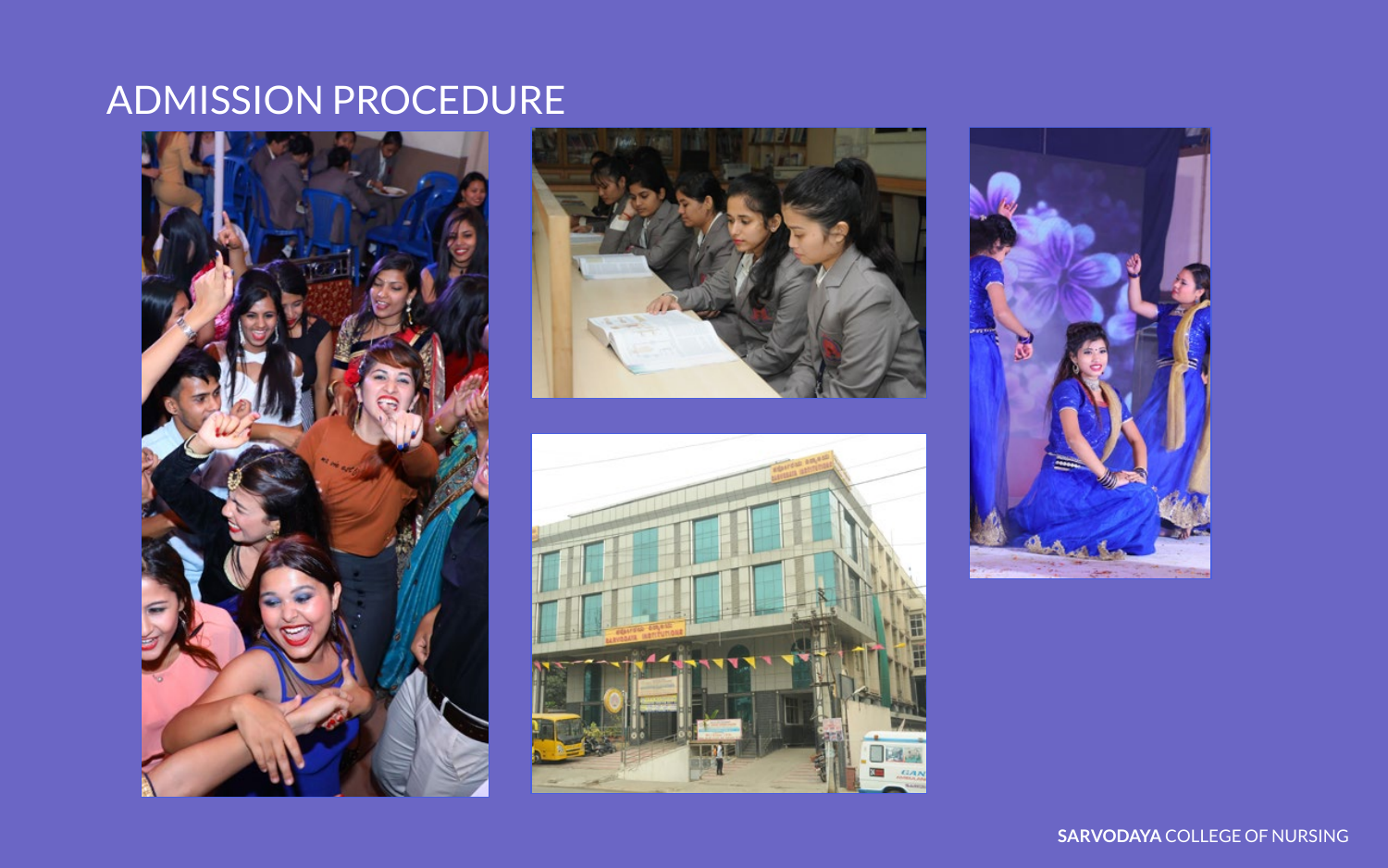# ADMISSION PROCEDURE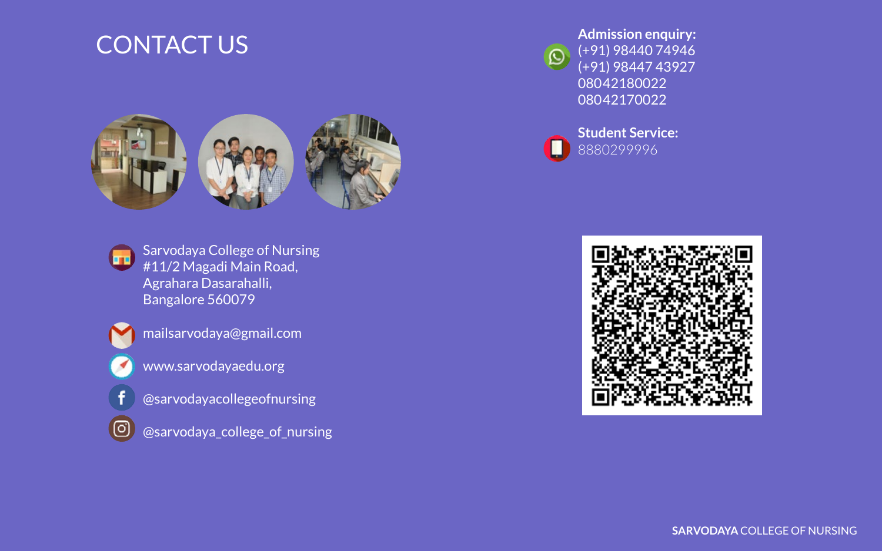# CONTACT US

Sarvodaya College of Nursing
#11/2 Magadi Main Road,
Agrahara Dasarahalli,
Bangalore 560079

mailsarvodaya@gmail.com

www.sarvodayaedu.org

@sarvodayacollegeofnursing

@sarvodaya_college_of_nursing

**Admission enquiry:**
(+91) 98440 74946
(+91) 98447 43927
08042180022
08042170022

**Student Service:**
8880299996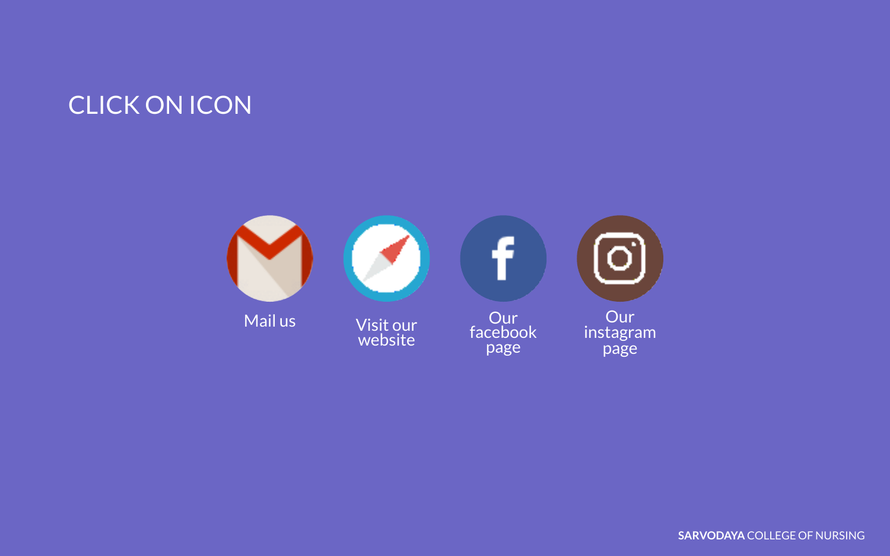# CLICK ON ICON

Mail us

Visit our website

Our facebook page

Our instagram page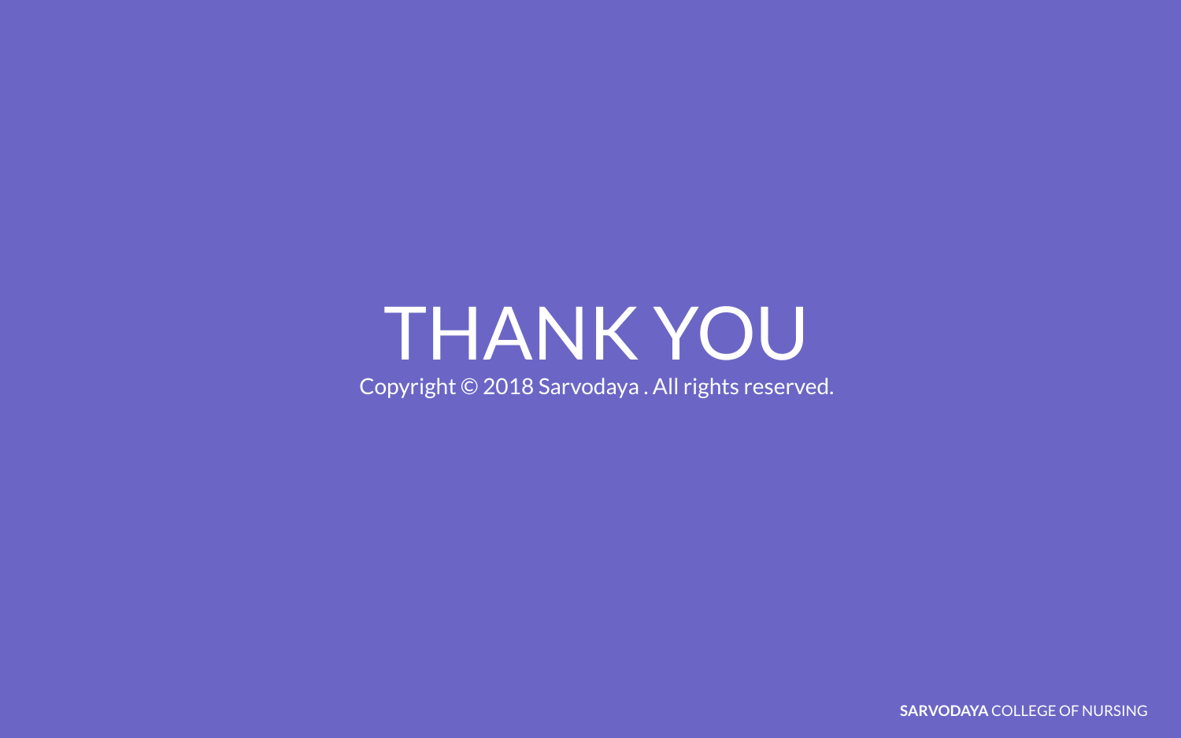# THANK YOU

Copyright © 2018 Sarvodaya . All rights reserved.